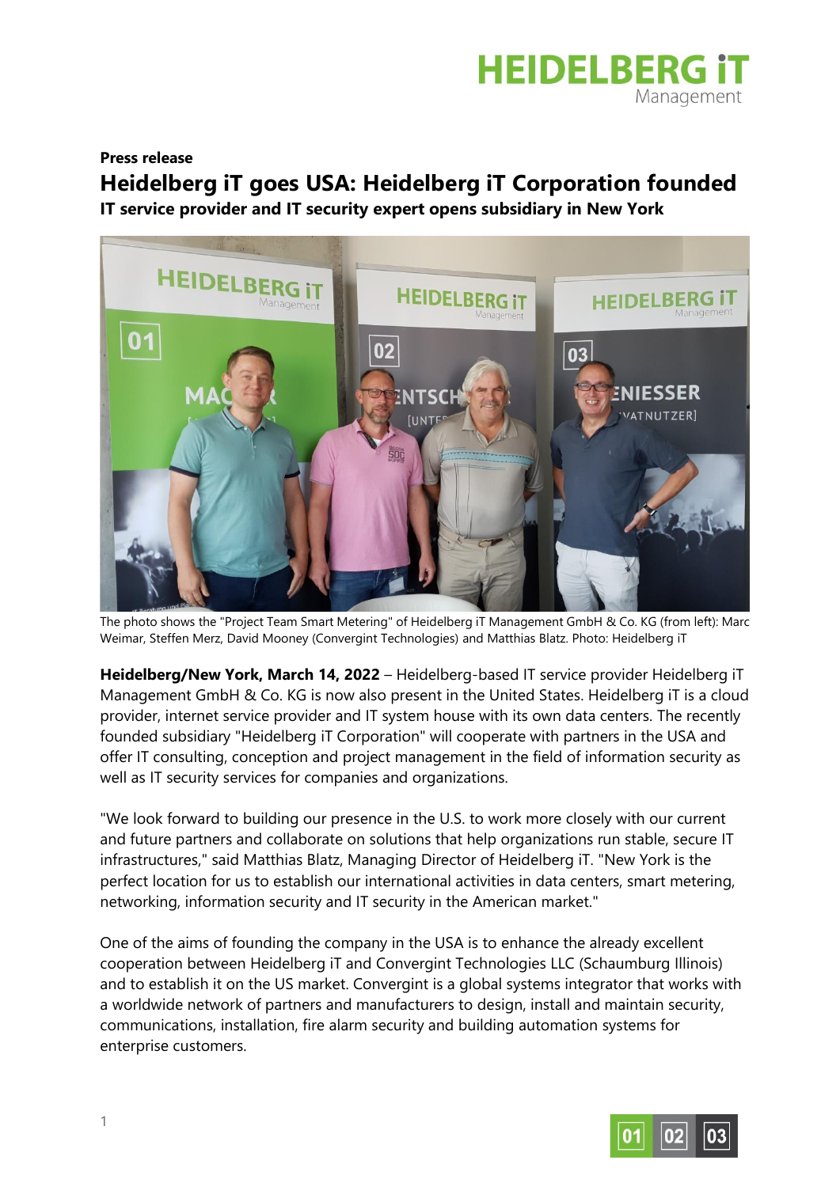**Press release**

# Heidelberg iT goes USA: Heidelberg iT Corporation founded

**IT service provider and IT security expert opens subsidiary in New York**

The photo shows the "Project Team Smart Metering" of Heidelberg iT Management GmbH & Co. KG (from left): Marc Weimar, Steffen Merz, David Mooney (Convergint Technologies) and Matthias Blatz. Photo: Heidelberg iT

**Heidelberg/New York, March 14, 2022** – Heidelberg-based IT service provider Heidelberg iT Management GmbH & Co. KG is now also present in the United States. Heidelberg iT is a cloud provider, internet service provider and IT system house with its own data centers. The recently founded subsidiary "Heidelberg iT Corporation" will cooperate with partners in the USA and offer IT consulting, conception and project management in the field of information security as well as IT security services for companies and organizations.

"We look forward to building our presence in the U.S. to work more closely with our current and future partners and collaborate on solutions that help organizations run stable, secure IT infrastructures," said Matthias Blatz, Managing Director of Heidelberg iT. "New York is the perfect location for us to establish our international activities in data centers, smart metering, networking, information security and IT security in the American market."

One of the aims of founding the company in the USA is to enhance the already excellent cooperation between Heidelberg iT and Convergint Technologies LLC (Schaumburg Illinois) and to establish it on the US market. Convergint is a global systems integrator that works with a worldwide network of partners and manufacturers to design, install and maintain security, communications, installation, fire alarm security and building automation systems for enterprise customers.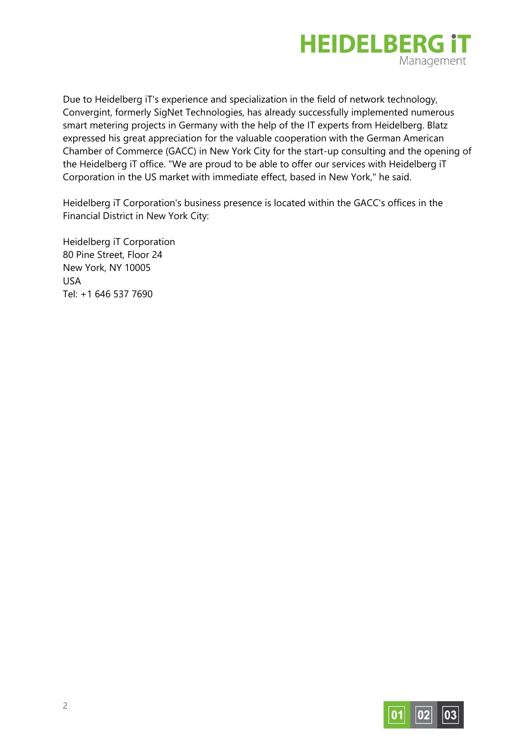Due to Heidelberg iT's experience and specialization in the field of network technology, Convergint, formerly SigNet Technologies, has already successfully implemented numerous smart metering projects in Germany with the help of the IT experts from Heidelberg. Blatz expressed his great appreciation for the valuable cooperation with the German American Chamber of Commerce (GACC) in New York City for the start-up consulting and the opening of the Heidelberg iT office. "We are proud to be able to offer our services with Heidelberg iT Corporation in the US market with immediate effect, based in New York," he said.

Heidelberg iT Corporation's business presence is located within the GACC's offices in the Financial District in New York City:

Heidelberg iT Corporation
80 Pine Street, Floor 24
New York, NY 10005
USA
Tel: +1 646 537 7690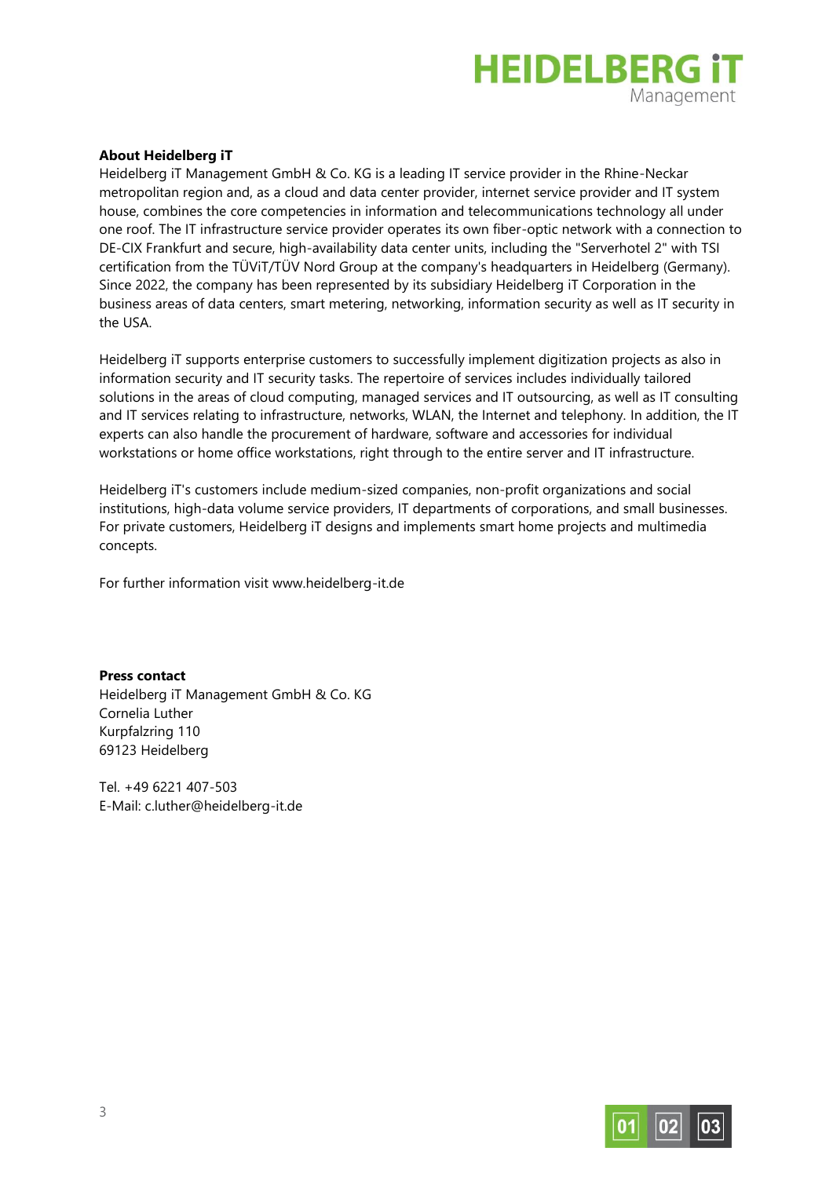**About Heidelberg iT**

Heidelberg iT Management GmbH & Co. KG is a leading IT service provider in the Rhine-Neckar metropolitan region and, as a cloud and data center provider, internet service provider and IT system house, combines the core competencies in information and telecommunications technology all under one roof. The IT infrastructure service provider operates its own fiber-optic network with a connection to DE-CIX Frankfurt and secure, high-availability data center units, including the "Serverhotel 2" with TSI certification from the TÜViT/TÜV Nord Group at the company's headquarters in Heidelberg (Germany). Since 2022, the company has been represented by its subsidiary Heidelberg iT Corporation in the business areas of data centers, smart metering, networking, information security as well as IT security in the USA.

Heidelberg iT supports enterprise customers to successfully implement digitization projects as also in information security and IT security tasks. The repertoire of services includes individually tailored solutions in the areas of cloud computing, managed services and IT outsourcing, as well as IT consulting and IT services relating to infrastructure, networks, WLAN, the Internet and telephony. In addition, the IT experts can also handle the procurement of hardware, software and accessories for individual workstations or home office workstations, right through to the entire server and IT infrastructure.

Heidelberg iT's customers include medium-sized companies, non-profit organizations and social institutions, high-data volume service providers, IT departments of corporations, and small businesses. For private customers, Heidelberg iT designs and implements smart home projects and multimedia concepts.

For further information visit www.heidelberg-it.de

**Press contact**

Heidelberg iT Management GmbH & Co. KG
Cornelia Luther
Kurpfalzring 110
69123 Heidelberg

Tel. +49 6221 407-503
E-Mail: c.luther@heidelberg-it.de